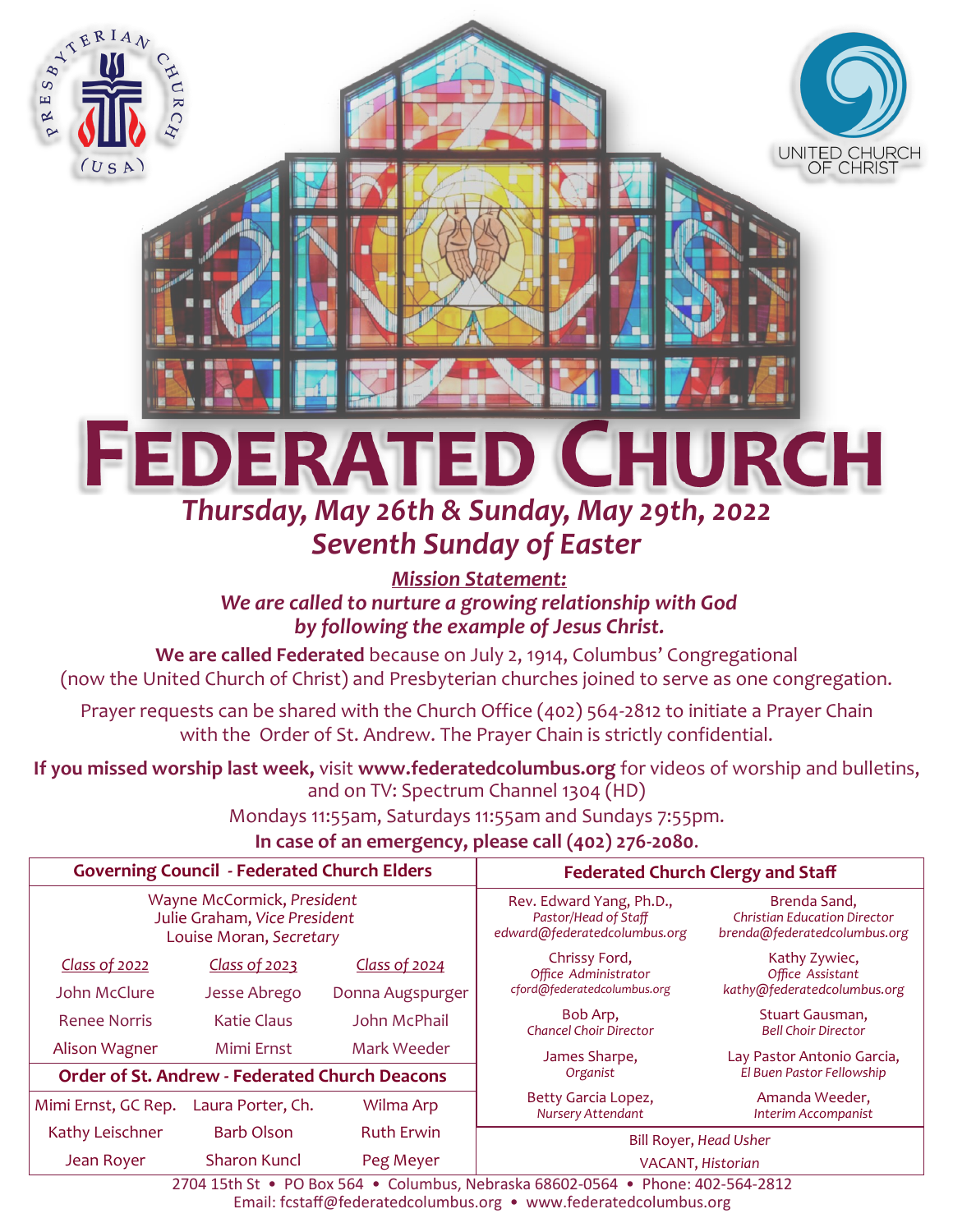# FEDERATED CHURCH

## *Thursday, May 26th & Sunday, May 29th, 2022*
## *Seventh Sunday of Easter*

***Mission Statement:***
***We are called to nurture a growing relationship with God by following the example of Jesus Christ.***

**We are called Federated** because on July 2, 1914, Columbus' Congregational (now the United Church of Christ) and Presbyterian churches joined to serve as one congregation.

Prayer requests can be shared with the Church Office (402) 564-2812 to initiate a Prayer Chain with the Order of St. Andrew. The Prayer Chain is strictly confidential.

**If you missed worship last week,** visit **www.federatedcolumbus.org** for videos of worship and bulletins, and on TV: Spectrum Channel 1304 (HD) Mondays 11:55am, Saturdays 11:55am and Sundays 7:55pm.

**In case of an emergency, please call (402) 276-2080**.

### Governing Council - Federated Church Elders

Wayne McCormick, *President*
Julie Graham, *Vice President*
Louise Moran, *Secretary*

| *Class of 2022* | *Class of 2023* | *Class of 2024* |
|---|---|---|
| John McClure | Jesse Abrego | Donna Augspurger |
| Renee Norris | Katie Claus | John McPhail |
| Alison Wagner | Mimi Ernst | Mark Weeder |

### Order of St. Andrew - Federated Church Deacons

| | | |
|---|---|---|
| Mimi Ernst, GC Rep. | Laura Porter, Ch. | Wilma Arp |
| Kathy Leischner | Barb Olson | Ruth Erwin |
| Jean Royer | Sharon Kuncl | Peg Meyer |

### Federated Church Clergy and Staff

| | |
|---|---|
| Rev. Edward Yang, Ph.D., *Pastor/Head of Staff* edward@federatedcolumbus.org | Brenda Sand, *Christian Education Director* brenda@federatedcolumbus.org |
| Chrissy Ford, *Office Administrator* cford@federatedcolumbus.org | Kathy Zywiec, *Office Assistant* kathy@federatedcolumbus.org |
| Bob Arp, *Chancel Choir Director* | Stuart Gausman, *Bell Choir Director* |
| James Sharpe, *Organist* | Lay Pastor Antonio Garcia, *El Buen Pastor Fellowship* |
| Betty Garcia Lopez, *Nursery Attendant* | Amanda Weeder, *Interim Accompanist* |

Bill Royer, *Head Usher*
VACANT, *Historian*

2704 15th St • PO Box 564 • Columbus, Nebraska 68602-0564 • Phone: 402-564-2812
Email: fcstaff@federatedcolumbus.org • www.federatedcolumbus.org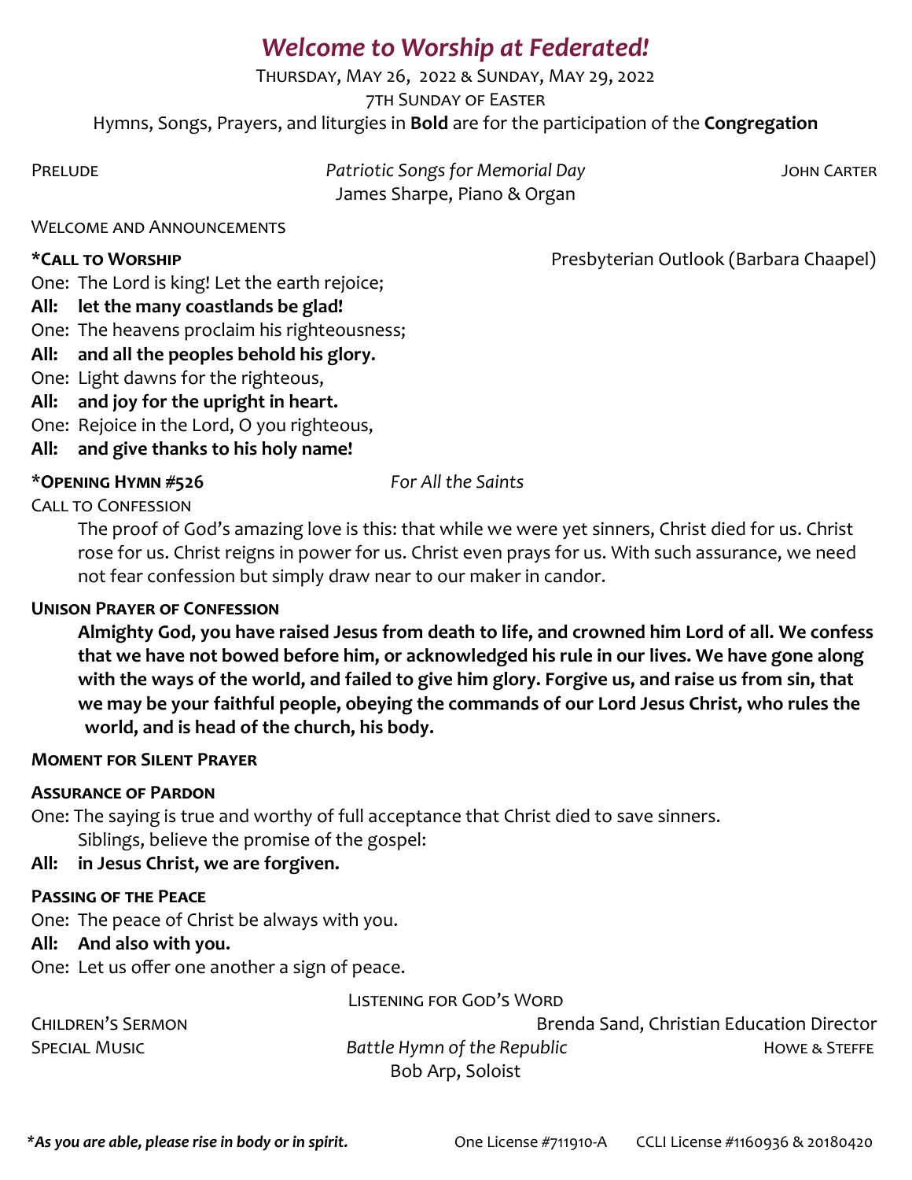# *Welcome to Worship at Federated!*

Thursday, May 26, 2022 & Sunday, May 29, 2022

7th Sunday of Easter

Hymns, Songs, Prayers, and liturgies in **Bold** are for the participation of the **Congregation**

Prelude — *Patriotic Songs for Memorial Day* — John Carter
James Sharpe, Piano & Organ

Welcome and Announcements

**\*Call to Worship** — Presbyterian Outlook (Barbara Chaapel)

One: The Lord is king! Let the earth rejoice;
**All: let the many coastlands be glad!**
One: The heavens proclaim his righteousness;
**All: and all the peoples behold his glory.**
One: Light dawns for the righteous,
**All: and joy for the upright in heart.**
One: Rejoice in the Lord, O you righteous,
**All: and give thanks to his holy name!**

**\*Opening Hymn #526** — *For All the Saints*

Call to Confession

The proof of God's amazing love is this: that while we were yet sinners, Christ died for us. Christ rose for us. Christ reigns in power for us. Christ even prays for us. With such assurance, we need not fear confession but simply draw near to our maker in candor.

**Unison Prayer of Confession**

**Almighty God, you have raised Jesus from death to life, and crowned him Lord of all. We confess that we have not bowed before him, or acknowledged his rule in our lives. We have gone along with the ways of the world, and failed to give him glory. Forgive us, and raise us from sin, that we may be your faithful people, obeying the commands of our Lord Jesus Christ, who rules the world, and is head of the church, his body.**

**Moment for Silent Prayer**

**Assurance of Pardon**

One: The saying is true and worthy of full acceptance that Christ died to save sinners. Siblings, believe the promise of the gospel:
**All: in Jesus Christ, we are forgiven.**

**Passing of the Peace**

One: The peace of Christ be always with you.
**All: And also with you.**
One: Let us offer one another a sign of peace.

## Listening for God's Word

Children's Sermon — Brenda Sand, Christian Education Director

Special Music — *Battle Hymn of the Republic* — Howe & Steffe
Bob Arp, Soloist

***\*As you are able, please rise in body or in spirit.*** One License #711910-A CCLI License #1160936 & 20180420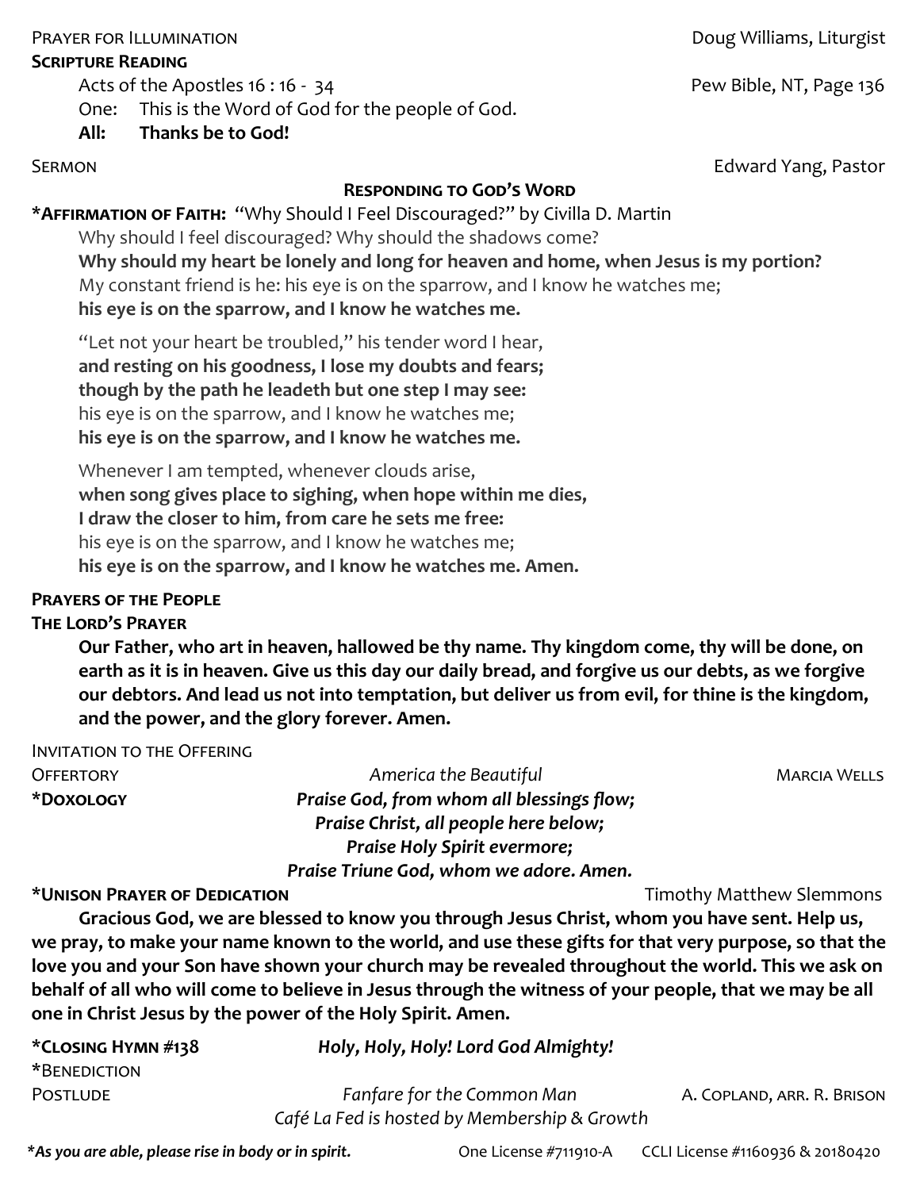Prayer for Illumination — Doug Williams, Liturgist

**Scripture Reading**

Acts of the Apostles 16 : 16 - 34 — Pew Bible, NT, Page 136

One: This is the Word of God for the people of God.

**All: Thanks be to God!**

Sermon — Edward Yang, Pastor

## Responding to God's Word

***Affirmation of Faith:** "Why Should I Feel Discouraged?" by Civilla D. Martin

Why should I feel discouraged? Why should the shadows come?
**Why should my heart be lonely and long for heaven and home, when Jesus is my portion?**
My constant friend is he: his eye is on the sparrow, and I know he watches me;
**his eye is on the sparrow, and I know he watches me.**

"Let not your heart be troubled," his tender word I hear,
**and resting on his goodness, I lose my doubts and fears;**
**though by the path he leadeth but one step I may see:**
his eye is on the sparrow, and I know he watches me;
**his eye is on the sparrow, and I know he watches me.**

Whenever I am tempted, whenever clouds arise,
**when song gives place to sighing, when hope within me dies,**
**I draw the closer to him, from care he sets me free:**
his eye is on the sparrow, and I know he watches me;
**his eye is on the sparrow, and I know he watches me. Amen.**

**Prayers of the People**

**The Lord's Prayer**

**Our Father, who art in heaven, hallowed be thy name. Thy kingdom come, thy will be done, on earth as it is in heaven. Give us this day our daily bread, and forgive us our debts, as we forgive our debtors. And lead us not into temptation, but deliver us from evil, for thine is the kingdom, and the power, and the glory forever. Amen.**

Invitation to the Offering

Offertory — *America the Beautiful* — Marcia Wells

***Doxology**

***Praise God, from whom all blessings flow;***
***Praise Christ, all people here below;***
***Praise Holy Spirit evermore;***
***Praise Triune God, whom we adore. Amen.***

***Unison Prayer of Dedication** — Timothy Matthew Slemmons

**Gracious God, we are blessed to know you through Jesus Christ, whom you have sent. Help us, we pray, to make your name known to the world, and use these gifts for that very purpose, so that the love you and your Son have shown your church may be revealed throughout the world. This we ask on behalf of all who will come to believe in Jesus through the witness of your people, that we may be all one in Christ Jesus by the power of the Holy Spirit. Amen.**

***Closing Hymn #138** — ***Holy, Holy, Holy! Lord God Almighty!***

*Benediction

Postlude — *Fanfare for the Common Man* — A. Copland, arr. R. Brison

*Café La Fed is hosted by Membership & Growth*

****As you are able, please rise in body or in spirit.*** One License #711910-A CCLI License #1160936 & 20180420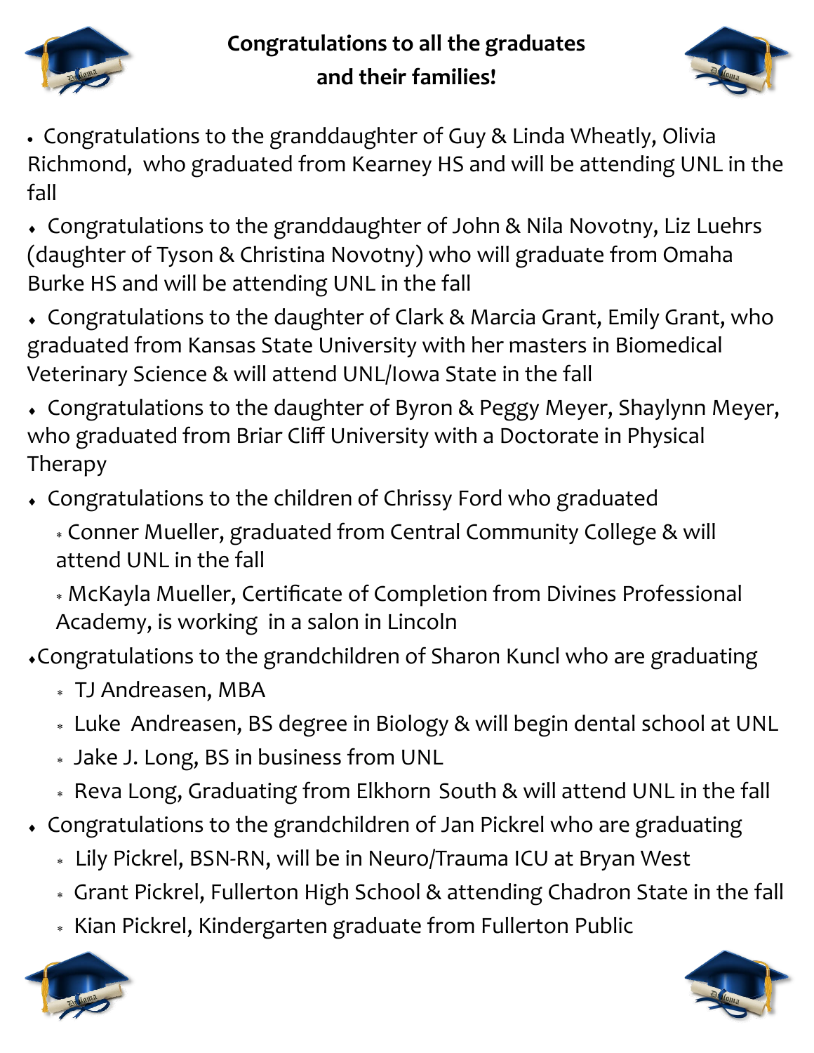# Congratulations to all the graduates and their families!

- Congratulations to the granddaughter of Guy & Linda Wheatly, Olivia Richmond, who graduated from Kearney HS and will be attending UNL in the fall
- Congratulations to the granddaughter of John & Nila Novotny, Liz Luehrs (daughter of Tyson & Christina Novotny) who will graduate from Omaha Burke HS and will be attending UNL in the fall
- Congratulations to the daughter of Clark & Marcia Grant, Emily Grant, who graduated from Kansas State University with her masters in Biomedical Veterinary Science & will attend UNL/Iowa State in the fall
- Congratulations to the daughter of Byron & Peggy Meyer, Shaylynn Meyer, who graduated from Briar Cliff University with a Doctorate in Physical Therapy
- Congratulations to the children of Chrissy Ford who graduated
  - Conner Mueller, graduated from Central Community College & will attend UNL in the fall
  - McKayla Mueller, Certificate of Completion from Divines Professional Academy, is working in a salon in Lincoln
- Congratulations to the grandchildren of Sharon Kuncl who are graduating
  - TJ Andreasen, MBA
  - Luke Andreasen, BS degree in Biology & will begin dental school at UNL
  - Jake J. Long, BS in business from UNL
  - Reva Long, Graduating from Elkhorn South & will attend UNL in the fall
- Congratulations to the grandchildren of Jan Pickrel who are graduating
  - Lily Pickrel, BSN-RN, will be in Neuro/Trauma ICU at Bryan West
  - Grant Pickrel, Fullerton High School & attending Chadron State in the fall
  - Kian Pickrel, Kindergarten graduate from Fullerton Public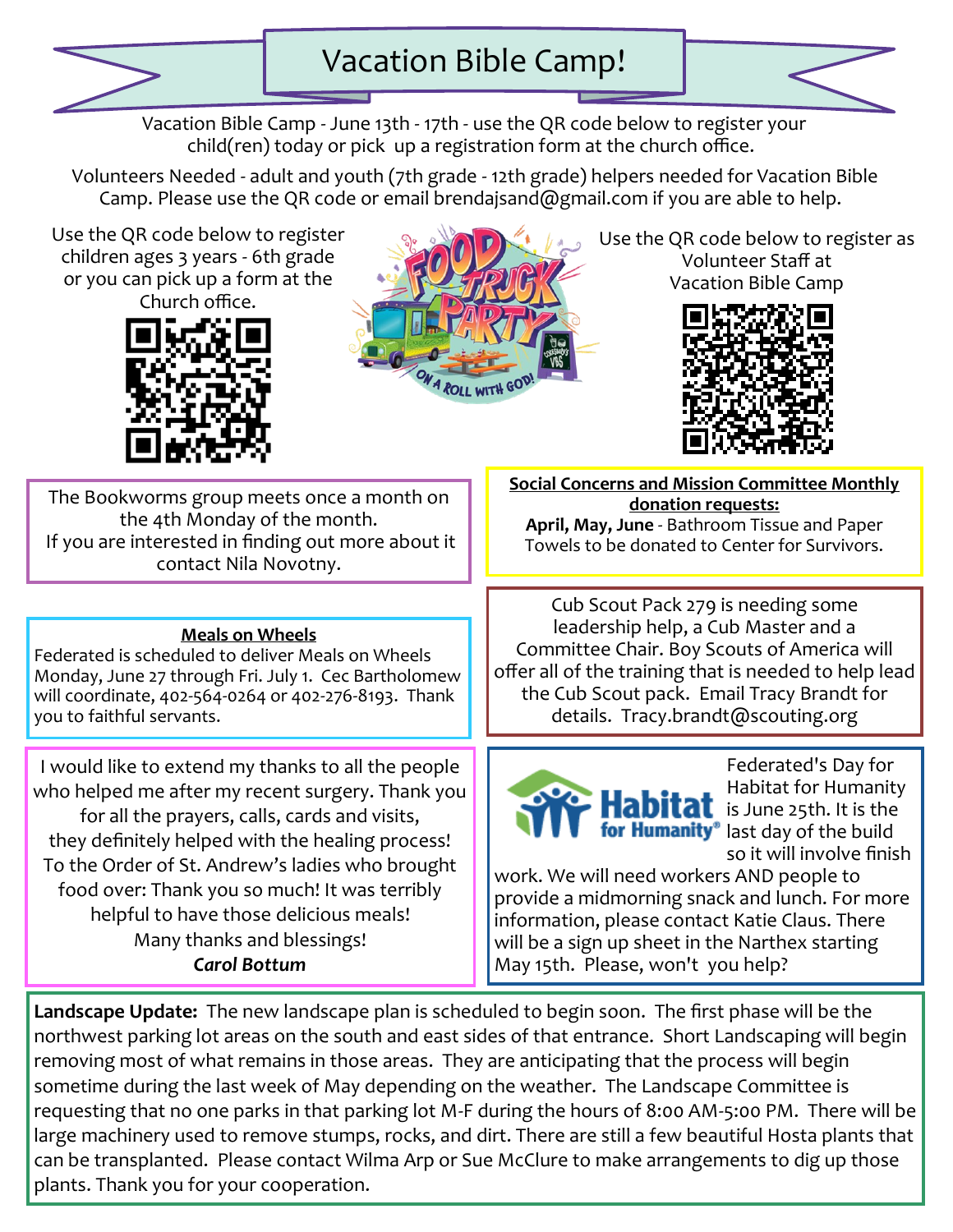# Vacation Bible Camp!

Vacation Bible Camp - June 13th - 17th - use the QR code below to register your child(ren) today or pick up a registration form at the church office.

Volunteers Needed - adult and youth (7th grade - 12th grade) helpers needed for Vacation Bible Camp. Please use the QR code or email brendajsand@gmail.com if you are able to help.

Use the QR code below to register children ages 3 years - 6th grade or you can pick up a form at the Church office.

Use the QR code below to register as Volunteer Staff at Vacation Bible Camp

The Bookworms group meets once a month on the 4th Monday of the month.
If you are interested in finding out more about it contact Nila Novotny.

**Social Concerns and Mission Committee Monthly donation requests:**

**April, May, June** - Bathroom Tissue and Paper Towels to be donated to Center for Survivors.

**Meals on Wheels**

Federated is scheduled to deliver Meals on Wheels Monday, June 27 through Fri. July 1. Cec Bartholomew will coordinate, 402-564-0264 or 402-276-8193. Thank you to faithful servants.

Cub Scout Pack 279 is needing some leadership help, a Cub Master and a Committee Chair. Boy Scouts of America will offer all of the training that is needed to help lead the Cub Scout pack. Email Tracy Brandt for details. Tracy.brandt@scouting.org

I would like to extend my thanks to all the people who helped me after my recent surgery. Thank you for all the prayers, calls, cards and visits, they definitely helped with the healing process! To the Order of St. Andrew's ladies who brought food over: Thank you so much! It was terribly helpful to have those delicious meals!
Many thanks and blessings!
***Carol Bottum***

Federated's Day for Habitat for Humanity is June 25th. It is the last day of the build so it will involve finish work. We will need workers AND people to provide a midmorning snack and lunch. For more information, please contact Katie Claus. There will be a sign up sheet in the Narthex starting May 15th. Please, won't you help?

**Landscape Update:** The new landscape plan is scheduled to begin soon. The first phase will be the northwest parking lot areas on the south and east sides of that entrance. Short Landscaping will begin removing most of what remains in those areas. They are anticipating that the process will begin sometime during the last week of May depending on the weather. The Landscape Committee is requesting that no one parks in that parking lot M-F during the hours of 8:00 AM-5:00 PM. There will be large machinery used to remove stumps, rocks, and dirt. There are still a few beautiful Hosta plants that can be transplanted. Please contact Wilma Arp or Sue McClure to make arrangements to dig up those plants. Thank you for your cooperation.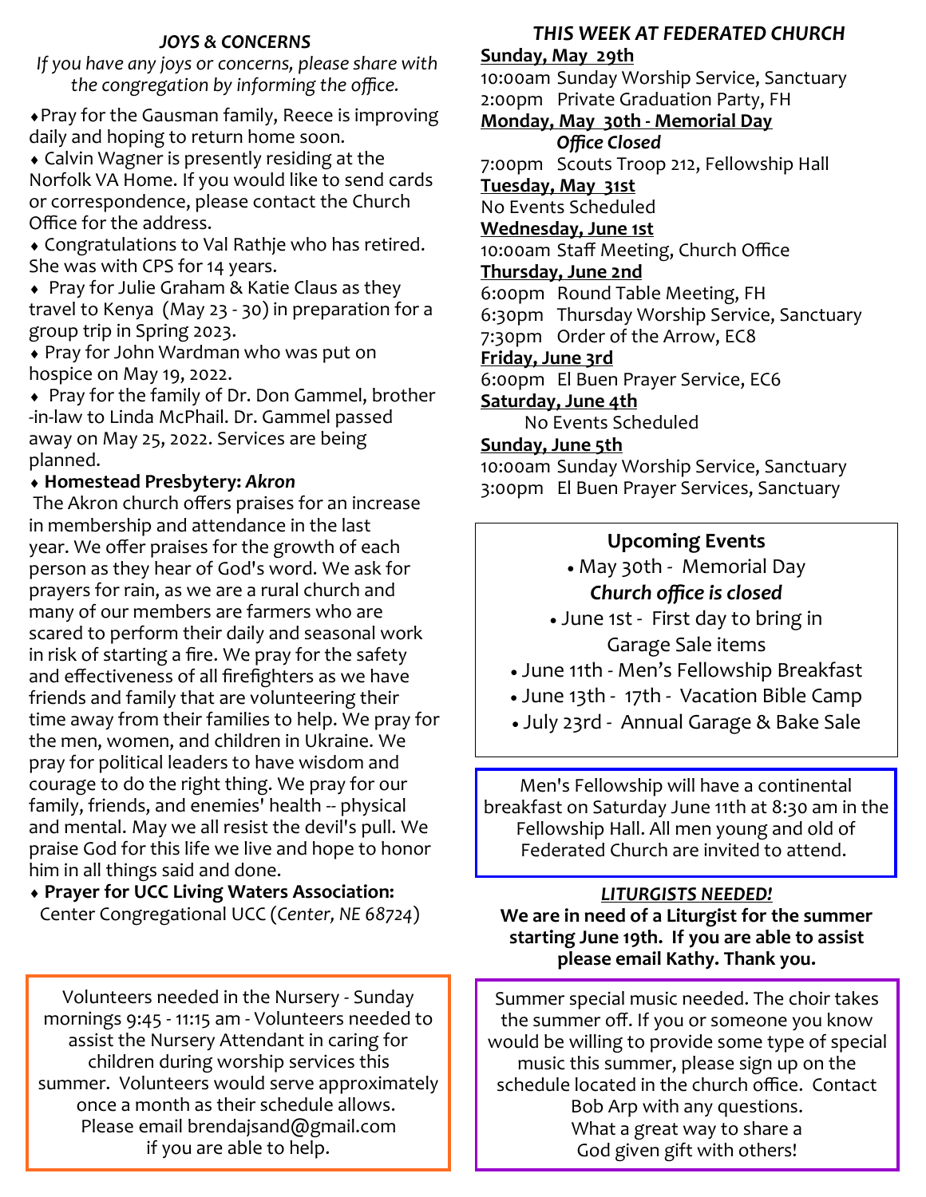### *JOYS & CONCERNS*

*If you have any joys or concerns, please share with the congregation by informing the office.*

- Pray for the Gausman family, Reece is improving daily and hoping to return home soon.
- Calvin Wagner is presently residing at the Norfolk VA Home. If you would like to send cards or correspondence, please contact the Church Office for the address.
- Congratulations to Val Rathje who has retired. She was with CPS for 14 years.
- Pray for Julie Graham & Katie Claus as they travel to Kenya (May 23 - 30) in preparation for a group trip in Spring 2023.
- Pray for John Wardman who was put on hospice on May 19, 2022.
- Pray for the family of Dr. Don Gammel, brother-in-law to Linda McPhail. Dr. Gammel passed away on May 25, 2022. Services are being planned.
- **Homestead Presbytery: *Akron***

  The Akron church offers praises for an increase in membership and attendance in the last year. We offer praises for the growth of each person as they hear of God's word. We ask for prayers for rain, as we are a rural church and many of our members are farmers who are scared to perform their daily and seasonal work in risk of starting a fire. We pray for the safety and effectiveness of all firefighters as we have friends and family that are volunteering their time away from their families to help. We pray for the men, women, and children in Ukraine. We pray for political leaders to have wisdom and courage to do the right thing. We pray for our family, friends, and enemies' health -- physical and mental. May we all resist the devil's pull. We praise God for this life we live and hope to honor him in all things said and done.
- **Prayer for UCC Living Waters Association:**
  Center Congregational UCC (*Center, NE 68724*)

Volunteers needed in the Nursery - Sunday mornings 9:45 - 11:15 am - Volunteers needed to assist the Nursery Attendant in caring for children during worship services this summer. Volunteers would serve approximately once a month as their schedule allows. Please email brendajsand@gmail.com if you are able to help.

### *THIS WEEK AT FEDERATED CHURCH*

**Sunday, May 29th**
10:00am Sunday Worship Service, Sanctuary
2:00pm Private Graduation Party, FH

**Monday, May 30th - Memorial Day**
***Office Closed***
7:00pm Scouts Troop 212, Fellowship Hall

**Tuesday, May 31st**
No Events Scheduled

**Wednesday, June 1st**
10:00am Staff Meeting, Church Office

**Thursday, June 2nd**
6:00pm Round Table Meeting, FH
6:30pm Thursday Worship Service, Sanctuary
7:30pm Order of the Arrow, EC8

**Friday, June 3rd**
6:00pm El Buen Prayer Service, EC6

**Saturday, June 4th**
No Events Scheduled

**Sunday, June 5th**
10:00am Sunday Worship Service, Sanctuary
3:00pm El Buen Prayer Services, Sanctuary

**Upcoming Events**

- May 30th - Memorial Day
  ***Church office is closed***
- June 1st - First day to bring in Garage Sale items
- June 11th - Men's Fellowship Breakfast
- June 13th - 17th - Vacation Bible Camp
- July 23rd - Annual Garage & Bake Sale

Men's Fellowship will have a continental breakfast on Saturday June 11th at 8:30 am in the Fellowship Hall. All men young and old of Federated Church are invited to attend.

***LITURGISTS NEEDED!***

**We are in need of a Liturgist for the summer starting June 19th. If you are able to assist please email Kathy. Thank you.**

Summer special music needed. The choir takes the summer off. If you or someone you know would be willing to provide some type of special music this summer, please sign up on the schedule located in the church office. Contact Bob Arp with any questions.
What a great way to share a God given gift with others!